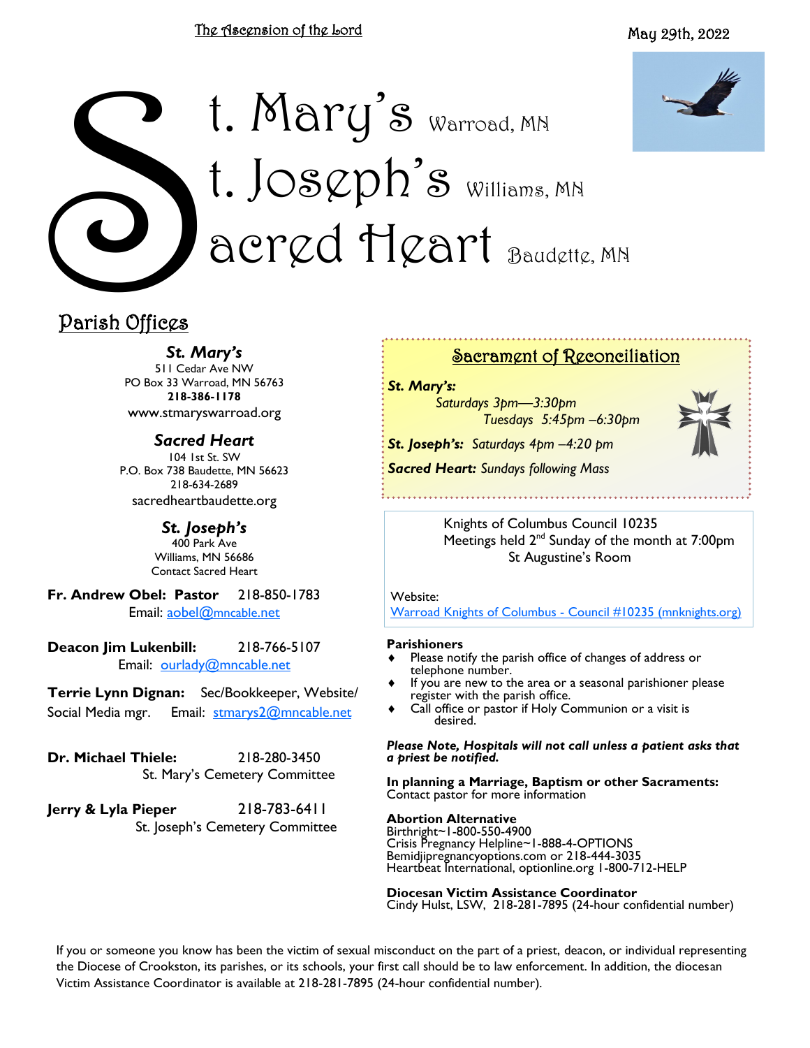The Ascension of the Lord

May 29th, 2022

# St. Mary's Warroad, MN
# St. Joseph's Williams, MN
# Sacred Heart Baudette, MN

## Parish Offices

***St. Mary's***
511 Cedar Ave NW
PO Box 33 Warroad, MN 56763
**218-386-1178**
www.stmaryswarroad.org

***Sacred Heart***
104 1st St. SW
P.O. Box 738 Baudette, MN 56623
218-634-2689
sacredheartbaudette.org

***St. Joseph's***
400 Park Ave
Williams, MN 56686
Contact Sacred Heart

**Fr. Andrew Obel: Pastor** 218-850-1783
Email: aobel@mncable.net

**Deacon Jim Lukenbill:** 218-766-5107
Email: ourlady@mncable.net

**Terrie Lynn Dignan:** Sec/Bookkeeper, Website/Social Media mgr. Email: stmarys2@mncable.net

**Dr. Michael Thiele:** 218-280-3450
St. Mary's Cemetery Committee

**Jerry & Lyla Pieper** 218-783-6411
St. Joseph's Cemetery Committee

## Sacrament of Reconciliation

***St. Mary's:***
*Saturdays 3pm—3:30pm*
*Tuesdays 5:45pm –6:30pm*

***St. Joseph's:*** *Saturdays 4pm –4:20 pm*

***Sacred Heart:*** *Sundays following Mass*

Knights of Columbus Council 10235
Meetings held 2nd Sunday of the month at 7:00pm
St Augustine's Room

Website:
Warroad Knights of Columbus - Council #10235 (mnknights.org)

**Parishioners**
- Please notify the parish office of changes of address or telephone number.
- If you are new to the area or a seasonal parishioner please register with the parish office.
- Call office or pastor if Holy Communion or a visit is desired.

***Please Note, Hospitals will not call unless a patient asks that a priest be notified.***

**In planning a Marriage, Baptism or other Sacraments:**
Contact pastor for more information

**Abortion Alternative**
Birthright~1-800-550-4900
Crisis Pregnancy Helpline~1-888-4-OPTIONS
Bemidjipregnancyoptions.com or 218-444-3035
Heartbeat International, optionline.org 1-800-712-HELP

**Diocesan Victim Assistance Coordinator**
Cindy Hulst, LSW, 218-281-7895 (24-hour confidential number)

If you or someone you know has been the victim of sexual misconduct on the part of a priest, deacon, or individual representing the Diocese of Crookston, its parishes, or its schools, your first call should be to law enforcement. In addition, the diocesan Victim Assistance Coordinator is available at 218-281-7895 (24-hour confidential number).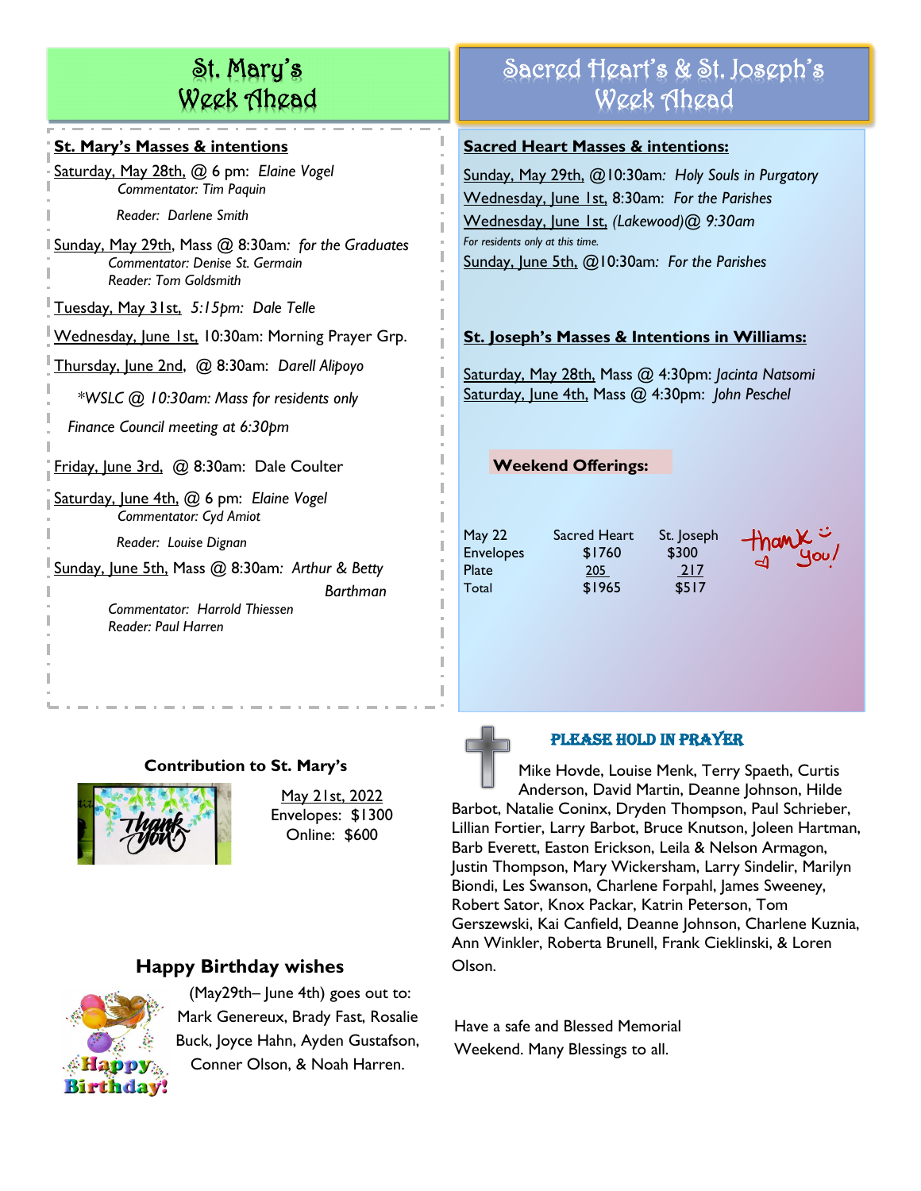# St. Mary's Week Ahead

**St. Mary's Masses & intentions**

Saturday, May 28th, @ 6 pm: *Elaine Vogel*
*Commentator: Tim Paquin*
*Reader: Darlene Smith*

Sunday, May 29th, Mass @ 8:30am: *for the Graduates*
*Commentator: Denise St. Germain*
*Reader: Tom Goldsmith*

Tuesday, May 31st, *5:15pm: Dale Telle*

Wednesday, June 1st, 10:30am: Morning Prayer Grp.

Thursday, June 2nd, @ 8:30am: *Darell Alipoyo*
*\*WSLC @ 10:30am: Mass for residents only*
*Finance Council meeting at 6:30pm*

Friday, June 3rd, @ 8:30am: Dale Coulter

Saturday, June 4th, @ 6 pm: *Elaine Vogel*
*Commentator: Cyd Amiot*
*Reader: Louise Dignan*

Sunday, June 5th, Mass @ 8:30am: *Arthur & Betty Barthman*
*Commentator: Harrold Thiessen*
*Reader: Paul Harren*

# Sacred Heart's & St. Joseph's Week Ahead

**Sacred Heart Masses & intentions:**

Sunday, May 29th, @10:30am: *Holy Souls in Purgatory*
Wednesday, June 1st, 8:30am: *For the Parishes*
Wednesday, June 1st, *(Lakewood)@ 9:30am*
*For residents only at this time.*
Sunday, June 5th, @10:30am: *For the Parishes*

**St. Joseph's Masses & Intentions in Williams:**

Saturday, May 28th, Mass @ 4:30pm: *Jacinta Natsomi*
Saturday, June 4th, Mass @ 4:30pm: *John Peschel*

**Weekend Offerings:**

| May 22 | Sacred Heart | St. Joseph |
|---|---|---|
| Envelopes | $1760 | $300 |
| Plate | 205 | 217 |
| Total | $1965 | $517 |

thank you!

**Contribution to St. Mary's**

May 21st, 2022
Envelopes: $1300
Online: $600

## PLEASE HOLD IN PRAYER

Mike Hovde, Louise Menk, Terry Spaeth, Curtis Anderson, David Martin, Deanne Johnson, Hilde Barbot, Natalie Coninx, Dryden Thompson, Paul Schrieber, Lillian Fortier, Larry Barbot, Bruce Knutson, Joleen Hartman, Barb Everett, Easton Erickson, Leila & Nelson Armagon, Justin Thompson, Mary Wickersham, Larry Sindelir, Marilyn Biondi, Les Swanson, Charlene Forpahl, James Sweeney, Robert Sator, Knox Packar, Katrin Peterson, Tom Gerszewski, Kai Canfield, Deanne Johnson, Charlene Kuznia, Ann Winkler, Roberta Brunell, Frank Cieklinski, & Loren Olson.

## Happy Birthday wishes

(May29th– June 4th) goes out to: Mark Genereux, Brady Fast, Rosalie Buck, Joyce Hahn, Ayden Gustafson, Conner Olson, & Noah Harren.

Have a safe and Blessed Memorial Weekend. Many Blessings to all.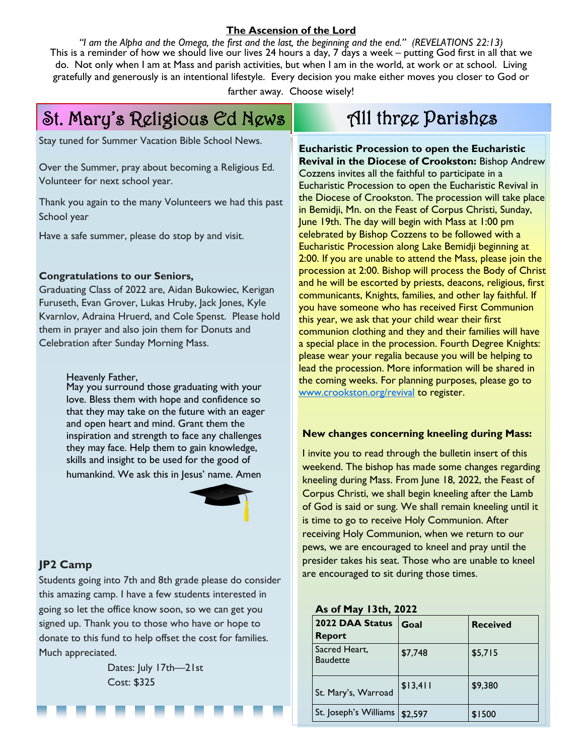**The Ascension of the Lord**

*"I am the Alpha and the Omega, the first and the last, the beginning and the end." (REVELATIONS 22:13)*

This is a reminder of how we should live our lives 24 hours a day, 7 days a week – putting God first in all that we do. Not only when I am at Mass and parish activities, but when I am in the world, at work or at school. Living gratefully and generously is an intentional lifestyle. Every decision you make either moves you closer to God or farther away. Choose wisely!

## St. Mary's Religious Ed News

Stay tuned for Summer Vacation Bible School News.

Over the Summer, pray about becoming a Religious Ed. Volunteer for next school year.

Thank you again to the many Volunteers we had this past School year

Have a safe summer, please do stop by and visit.

**Congratulations to our Seniors,**

Graduating Class of 2022 are, Aidan Bukowiec, Kerigan Furuseth, Evan Grover, Lukas Hruby, Jack Jones, Kyle Kvarnlov, Adraina Hruerd, and Cole Spenst. Please hold them in prayer and also join them for Donuts and Celebration after Sunday Morning Mass.

Heavenly Father,
May you surround those graduating with your love. Bless them with hope and confidence so that they may take on the future with an eager and open heart and mind. Grant them the inspiration and strength to face any challenges they may face. Help them to gain knowledge, skills and insight to be used for the good of humankind. We ask this in Jesus' name. Amen

### JP2 Camp

Students going into 7th and 8th grade please do consider this amazing camp. I have a few students interested in going so let the office know soon, so we can get you signed up. Thank you to those who have or hope to donate to this fund to help offset the cost for families. Much appreciated.

Dates: July 17th—21st
Cost: $325

## All three Parishes

**Eucharistic Procession to open the Eucharistic Revival in the Diocese of Crookston:** Bishop Andrew Cozzens invites all the faithful to participate in a Eucharistic Procession to open the Eucharistic Revival in the Diocese of Crookston. The procession will take place in Bemidji, Mn. on the Feast of Corpus Christi, Sunday, June 19th. The day will begin with Mass at 1:00 pm celebrated by Bishop Cozzens to be followed with a Eucharistic Procession along Lake Bemidji beginning at 2:00. If you are unable to attend the Mass, please join the procession at 2:00. Bishop will process the Body of Christ and he will be escorted by priests, deacons, religious, first communicants, Knights, families, and other lay faithful. If you have someone who has received First Communion this year, we ask that your child wear their first communion clothing and they and their families will have a special place in the procession. Fourth Degree Knights: please wear your regalia because you will be helping to lead the procession. More information will be shared in the coming weeks. For planning purposes, please go to www.crookston.org/revival to register.

**New changes concerning kneeling during Mass:**

I invite you to read through the bulletin insert of this weekend. The bishop has made some changes regarding kneeling during Mass. From June 18, 2022, the Feast of Corpus Christi, we shall begin kneeling after the Lamb of God is said or sung. We shall remain kneeling until it is time to go to receive Holy Communion. After receiving Holy Communion, when we return to our pews, we are encouraged to kneel and pray until the presider takes his seat. Those who are unable to kneel are encouraged to sit during those times.

**As of May 13th, 2022**

| 2022 DAA Status Report | Goal | Received |
|---|---|---|
| Sacred Heart, Baudette | $7,748 | $5,715 |
| St. Mary's, Warroad | $13,411 | $9,380 |
| St. Joseph's Williams | $2,597 | $1500 |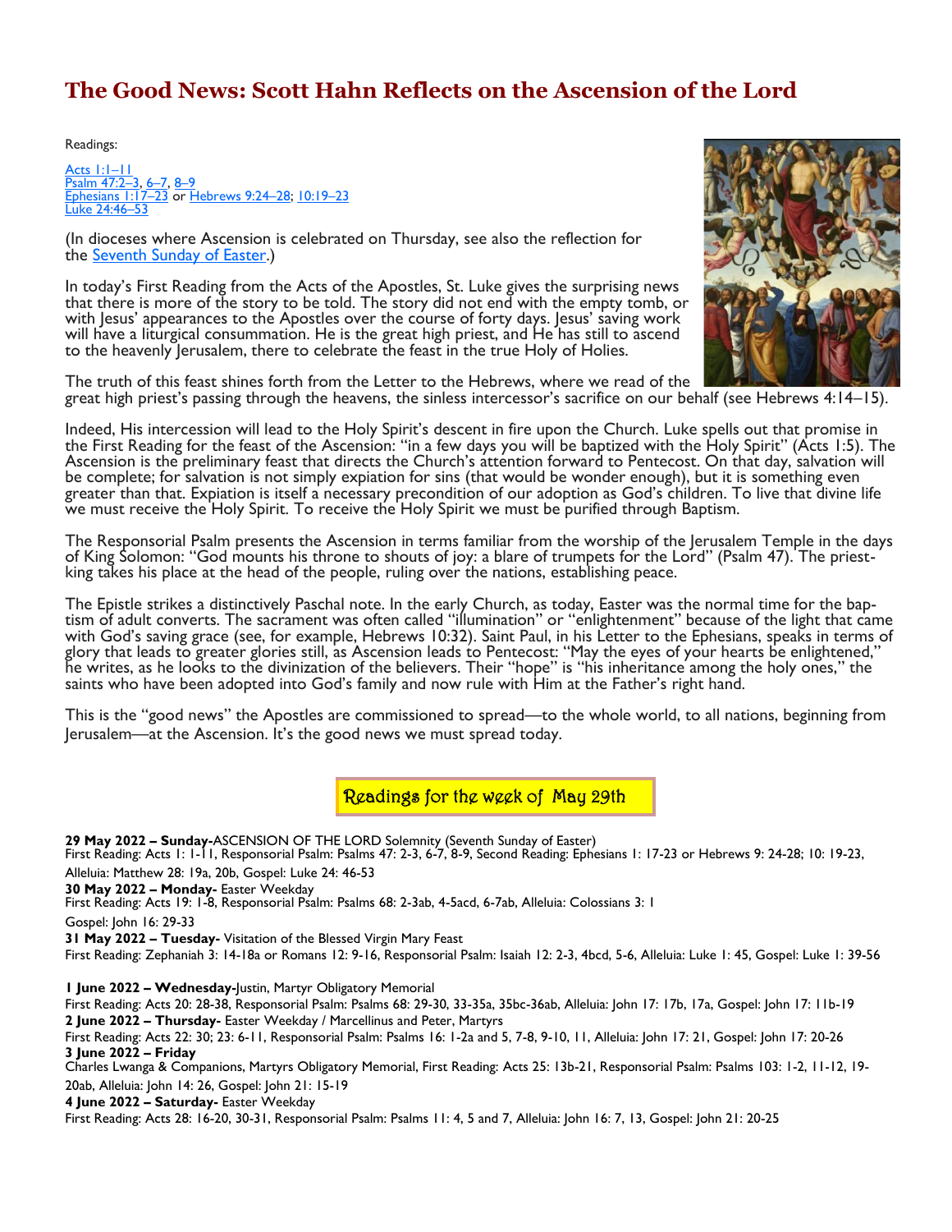# The Good News: Scott Hahn Reflects on the Ascension of the Lord

Readings:

Acts 1:1–11
Psalm 47:2–3, 6–7, 8–9
Ephesians 1:17–23 or Hebrews 9:24–28; 10:19–23
Luke 24:46–53

(In dioceses where Ascension is celebrated on Thursday, see also the reflection for the Seventh Sunday of Easter.)

In today's First Reading from the Acts of the Apostles, St. Luke gives the surprising news that there is more of the story to be told. The story did not end with the empty tomb, or with Jesus' appearances to the Apostles over the course of forty days. Jesus' saving work will have a liturgical consummation. He is the great high priest, and He has still to ascend to the heavenly Jerusalem, there to celebrate the feast in the true Holy of Holies.

The truth of this feast shines forth from the Letter to the Hebrews, where we read of the great high priest's passing through the heavens, the sinless intercessor's sacrifice on our behalf (see Hebrews 4:14–15).

Indeed, His intercession will lead to the Holy Spirit's descent in fire upon the Church. Luke spells out that promise in the First Reading for the feast of the Ascension: "in a few days you will be baptized with the Holy Spirit" (Acts 1:5). The Ascension is the preliminary feast that directs the Church's attention forward to Pentecost. On that day, salvation will be complete; for salvation is not simply expiation for sins (that would be wonder enough), but it is something even greater than that. Expiation is itself a necessary precondition of our adoption as God's children. To live that divine life we must receive the Holy Spirit. To receive the Holy Spirit we must be purified through Baptism.

The Responsorial Psalm presents the Ascension in terms familiar from the worship of the Jerusalem Temple in the days of King Solomon: "God mounts his throne to shouts of joy: a blare of trumpets for the Lord" (Psalm 47). The priest-king takes his place at the head of the people, ruling over the nations, establishing peace.

The Epistle strikes a distinctively Paschal note. In the early Church, as today, Easter was the normal time for the baptism of adult converts. The sacrament was often called "illumination" or "enlightenment" because of the light that came with God's saving grace (see, for example, Hebrews 10:32). Saint Paul, in his Letter to the Ephesians, speaks in terms of glory that leads to greater glories still, as Ascension leads to Pentecost: "May the eyes of your hearts be enlightened," he writes, as he looks to the divinization of the believers. Their "hope" is "his inheritance among the holy ones," the saints who have been adopted into God's family and now rule with Him at the Father's right hand.

This is the "good news" the Apostles are commissioned to spread—to the whole world, to all nations, beginning from Jerusalem—at the Ascension. It's the good news we must spread today.

## Readings for the week of May 29th

**29 May 2022 – Sunday-**ASCENSION OF THE LORD Solemnity (Seventh Sunday of Easter)
First Reading: Acts 1: 1-11, Responsorial Psalm: Psalms 47: 2-3, 6-7, 8-9, Second Reading: Ephesians 1: 17-23 or Hebrews 9: 24-28; 10: 19-23, Alleluia: Matthew 28: 19a, 20b, Gospel: Luke 24: 46-53

**30 May 2022 – Monday-** Easter Weekday
First Reading: Acts 19: 1-8, Responsorial Psalm: Psalms 68: 2-3ab, 4-5acd, 6-7ab, Alleluia: Colossians 3: 1
Gospel: John 16: 29-33

**31 May 2022 – Tuesday-** Visitation of the Blessed Virgin Mary Feast
First Reading: Zephaniah 3: 14-18a or Romans 12: 9-16, Responsorial Psalm: Isaiah 12: 2-3, 4bcd, 5-6, Alleluia: Luke 1: 45, Gospel: Luke 1: 39-56

**1 June 2022 – Wednesday-**Justin, Martyr Obligatory Memorial
First Reading: Acts 20: 28-38, Responsorial Psalm: Psalms 68: 29-30, 33-35a, 35bc-36ab, Alleluia: John 17: 17b, 17a, Gospel: John 17: 11b-19

**2 June 2022 – Thursday-** Easter Weekday / Marcellinus and Peter, Martyrs
First Reading: Acts 22: 30; 23: 6-11, Responsorial Psalm: Psalms 16: 1-2a and 5, 7-8, 9-10, 11, Alleluia: John 17: 21, Gospel: John 17: 20-26

**3 June 2022 – Friday**
Charles Lwanga & Companions, Martyrs Obligatory Memorial, First Reading: Acts 25: 13b-21, Responsorial Psalm: Psalms 103: 1-2, 11-12, 19-20ab, Alleluia: John 14: 26, Gospel: John 21: 15-19

**4 June 2022 – Saturday-** Easter Weekday
First Reading: Acts 28: 16-20, 30-31, Responsorial Psalm: Psalms 11: 4, 5 and 7, Alleluia: John 16: 7, 13, Gospel: John 21: 20-25